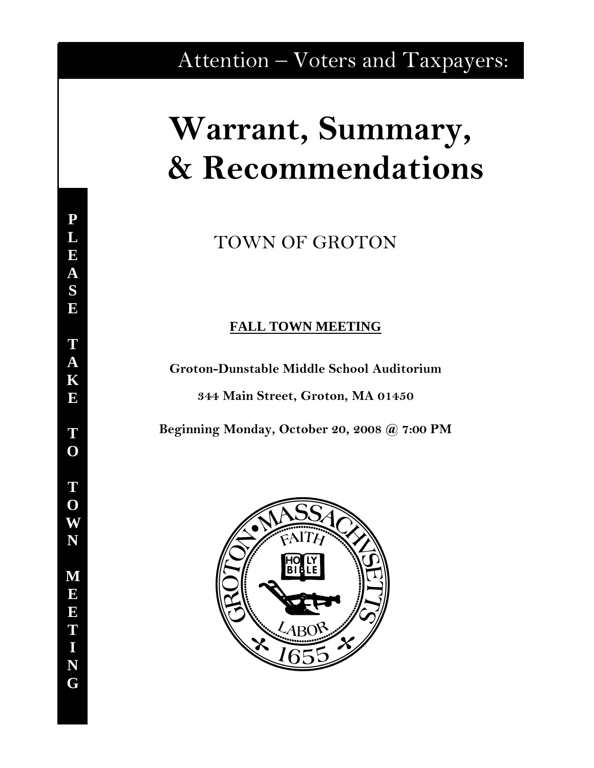Attention – Voters and Taxpayers:

# Warrant, Summary, & Recommendations

PLEASE TAKE TO TOWN MEETING

TOWN OF GROTON

**FALL TOWN MEETING**

**Groton-Dunstable Middle School Auditorium**

**344 Main Street, Groton, MA 01450**

**Beginning Monday, October 20, 2008 @ 7:00 PM**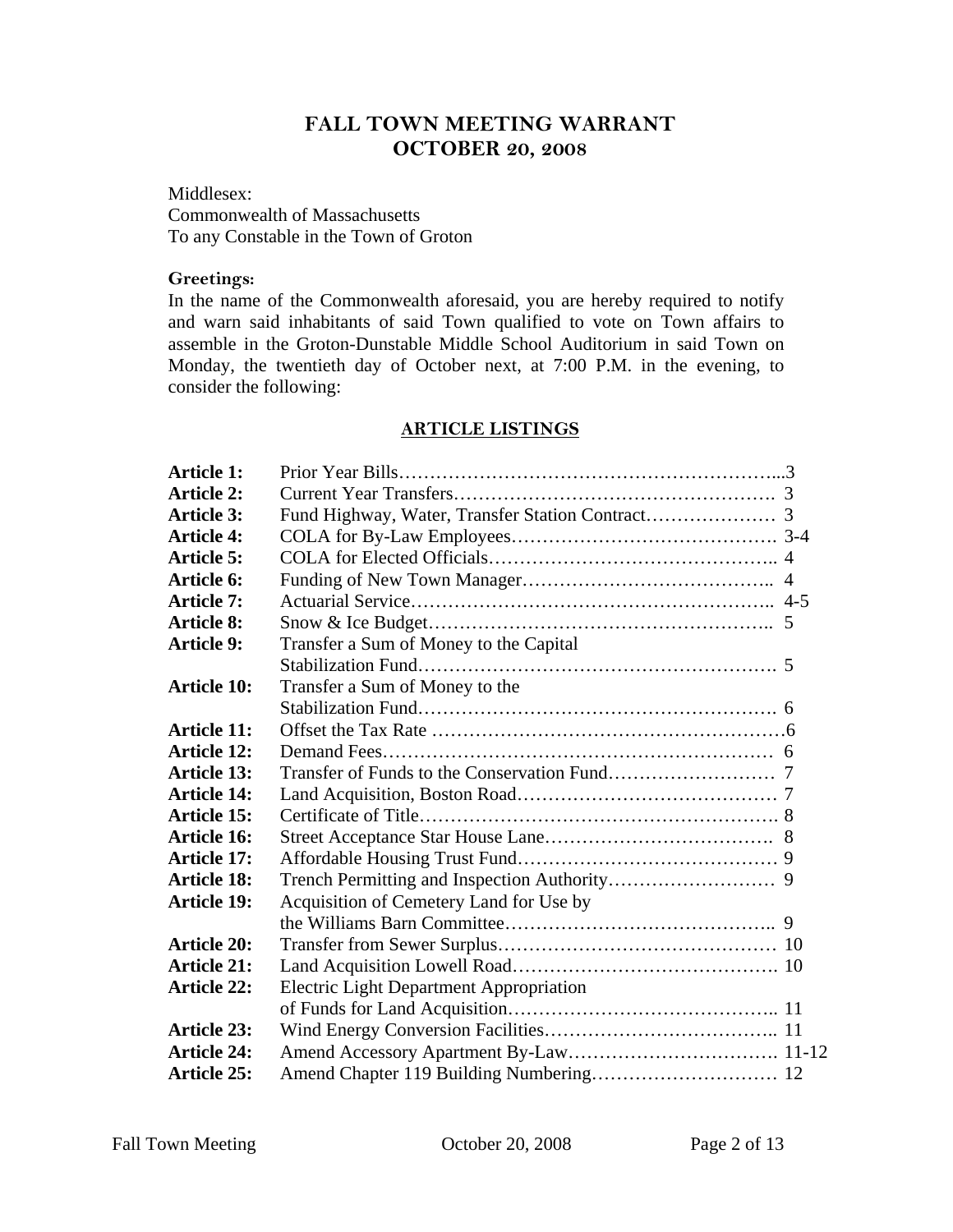# FALL TOWN MEETING WARRANT
## OCTOBER 20, 2008

Middlesex:
Commonwealth of Massachusetts
To any Constable in the Town of Groton

**Greetings:**
In the name of the Commonwealth aforesaid, you are hereby required to notify and warn said inhabitants of said Town qualified to vote on Town affairs to assemble in the Groton-Dunstable Middle School Auditorium in said Town on Monday, the twentieth day of October next, at 7:00 P.M. in the evening, to consider the following:

## ARTICLE LISTINGS

| | | |
|---|---|---|
| **Article 1:** | Prior Year Bills | 3 |
| **Article 2:** | Current Year Transfers | 3 |
| **Article 3:** | Fund Highway, Water, Transfer Station Contract | 3 |
| **Article 4:** | COLA for By-Law Employees | 3-4 |
| **Article 5:** | COLA for Elected Officials | 4 |
| **Article 6:** | Funding of New Town Manager | 4 |
| **Article 7:** | Actuarial Service | 4-5 |
| **Article 8:** | Snow & Ice Budget | 5 |
| **Article 9:** | Transfer a Sum of Money to the Capital Stabilization Fund | 5 |
| **Article 10:** | Transfer a Sum of Money to the Stabilization Fund | 6 |
| **Article 11:** | Offset the Tax Rate | 6 |
| **Article 12:** | Demand Fees | 6 |
| **Article 13:** | Transfer of Funds to the Conservation Fund | 7 |
| **Article 14:** | Land Acquisition, Boston Road | 7 |
| **Article 15:** | Certificate of Title | 8 |
| **Article 16:** | Street Acceptance Star House Lane | 8 |
| **Article 17:** | Affordable Housing Trust Fund | 9 |
| **Article 18:** | Trench Permitting and Inspection Authority | 9 |
| **Article 19:** | Acquisition of Cemetery Land for Use by the Williams Barn Committee | 9 |
| **Article 20:** | Transfer from Sewer Surplus | 10 |
| **Article 21:** | Land Acquisition Lowell Road | 10 |
| **Article 22:** | Electric Light Department Appropriation of Funds for Land Acquisition | 11 |
| **Article 23:** | Wind Energy Conversion Facilities | 11 |
| **Article 24:** | Amend Accessory Apartment By-Law | 11-12 |
| **Article 25:** | Amend Chapter 119 Building Numbering | 12 |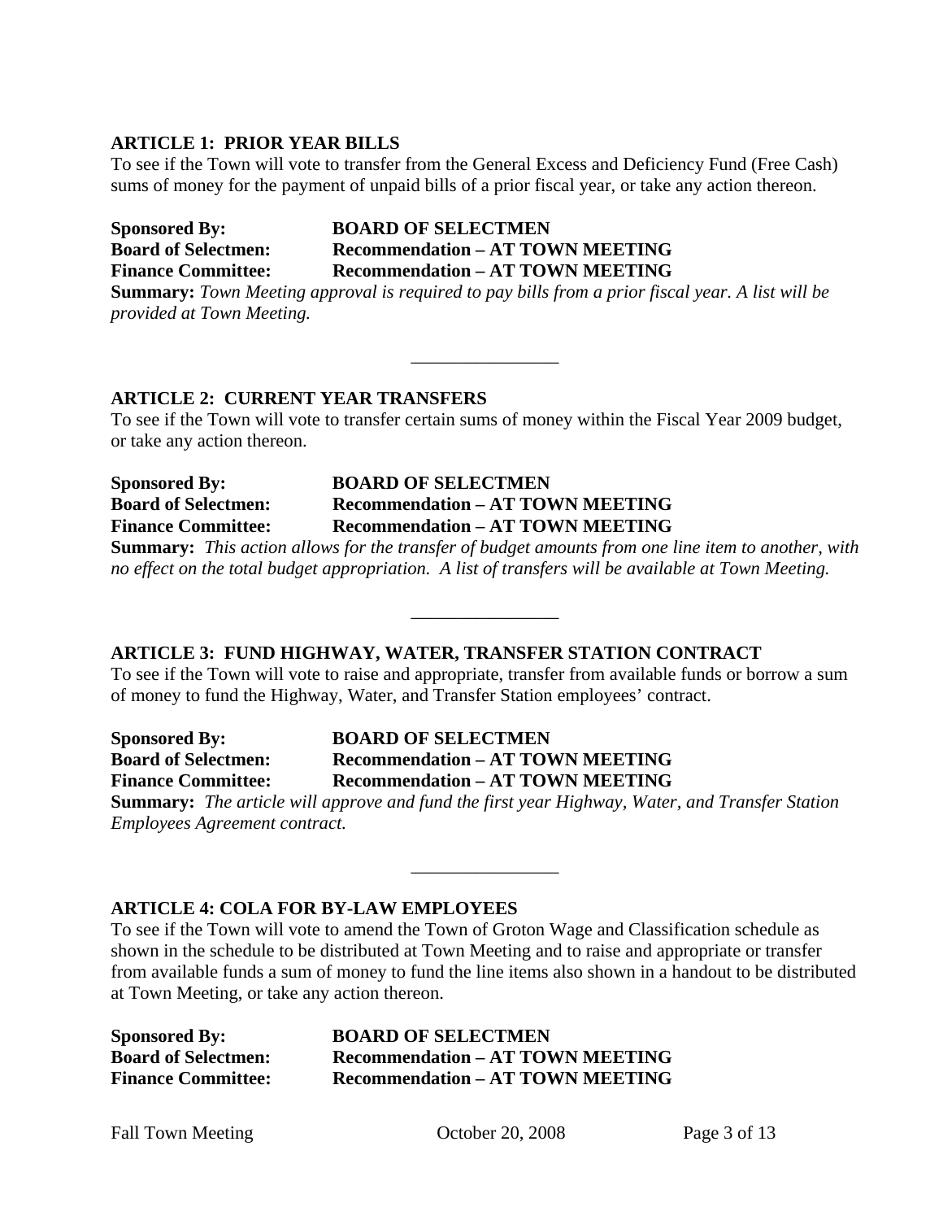**ARTICLE 1: PRIOR YEAR BILLS**

To see if the Town will vote to transfer from the General Excess and Deficiency Fund (Free Cash) sums of money for the payment of unpaid bills of a prior fiscal year, or take any action thereon.

**Sponsored By:** **BOARD OF SELECTMEN**
**Board of Selectmen:** **Recommendation – AT TOWN MEETING**
**Finance Committee:** **Recommendation – AT TOWN MEETING**

**Summary:** *Town Meeting approval is required to pay bills from a prior fiscal year. A list will be provided at Town Meeting.*

---

**ARTICLE 2: CURRENT YEAR TRANSFERS**

To see if the Town will vote to transfer certain sums of money within the Fiscal Year 2009 budget, or take any action thereon.

**Sponsored By:** **BOARD OF SELECTMEN**
**Board of Selectmen:** **Recommendation – AT TOWN MEETING**
**Finance Committee:** **Recommendation – AT TOWN MEETING**

**Summary:** *This action allows for the transfer of budget amounts from one line item to another, with no effect on the total budget appropriation. A list of transfers will be available at Town Meeting.*

---

**ARTICLE 3: FUND HIGHWAY, WATER, TRANSFER STATION CONTRACT**

To see if the Town will vote to raise and appropriate, transfer from available funds or borrow a sum of money to fund the Highway, Water, and Transfer Station employees' contract.

**Sponsored By:** **BOARD OF SELECTMEN**
**Board of Selectmen:** **Recommendation – AT TOWN MEETING**
**Finance Committee:** **Recommendation – AT TOWN MEETING**

**Summary:** *The article will approve and fund the first year Highway, Water, and Transfer Station Employees Agreement contract.*

---

**ARTICLE 4: COLA FOR BY-LAW EMPLOYEES**

To see if the Town will vote to amend the Town of Groton Wage and Classification schedule as shown in the schedule to be distributed at Town Meeting and to raise and appropriate or transfer from available funds a sum of money to fund the line items also shown in a handout to be distributed at Town Meeting, or take any action thereon.

**Sponsored By:** **BOARD OF SELECTMEN**
**Board of Selectmen:** **Recommendation – AT TOWN MEETING**
**Finance Committee:** **Recommendation – AT TOWN MEETING**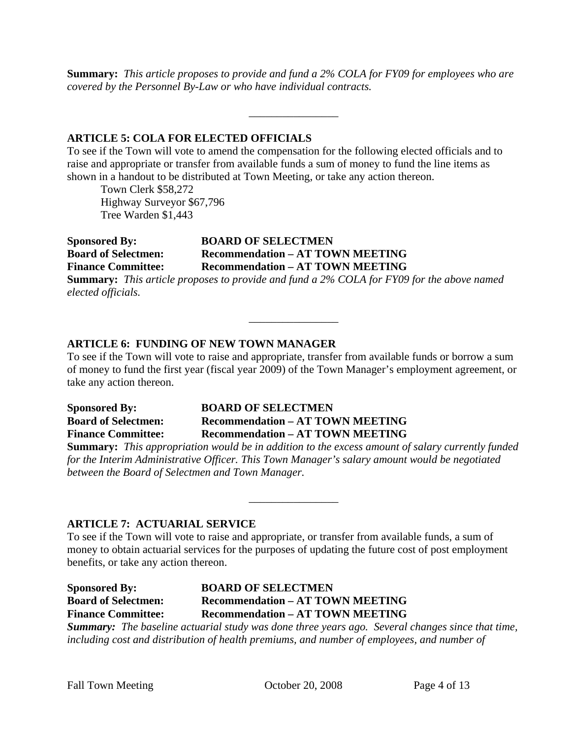**Summary:** *This article proposes to provide and fund a 2% COLA for FY09 for employees who are covered by the Personnel By-Law or who have individual contracts.*

---

### ARTICLE 5: COLA FOR ELECTED OFFICIALS

To see if the Town will vote to amend the compensation for the following elected officials and to raise and appropriate or transfer from available funds a sum of money to fund the line items as shown in a handout to be distributed at Town Meeting, or take any action thereon.

Town Clerk $58,272
Highway Surveyor $67,796
Tree Warden $1,443

**Sponsored By:** **BOARD OF SELECTMEN**
**Board of Selectmen:** **Recommendation – AT TOWN MEETING**
**Finance Committee:** **Recommendation – AT TOWN MEETING**

**Summary:** *This article proposes to provide and fund a 2% COLA for FY09 for the above named elected officials.*

---

### ARTICLE 6: FUNDING OF NEW TOWN MANAGER

To see if the Town will vote to raise and appropriate, transfer from available funds or borrow a sum of money to fund the first year (fiscal year 2009) of the Town Manager's employment agreement, or take any action thereon.

**Sponsored By:** **BOARD OF SELECTMEN**
**Board of Selectmen:** **Recommendation – AT TOWN MEETING**
**Finance Committee:** **Recommendation – AT TOWN MEETING**

**Summary:** *This appropriation would be in addition to the excess amount of salary currently funded for the Interim Administrative Officer. This Town Manager's salary amount would be negotiated between the Board of Selectmen and Town Manager.*

---

### ARTICLE 7: ACTUARIAL SERVICE

To see if the Town will vote to raise and appropriate, or transfer from available funds, a sum of money to obtain actuarial services for the purposes of updating the future cost of post employment benefits, or take any action thereon.

**Sponsored By:** **BOARD OF SELECTMEN**
**Board of Selectmen:** **Recommendation – AT TOWN MEETING**
**Finance Committee:** **Recommendation – AT TOWN MEETING**

***Summary:*** *The baseline actuarial study was done three years ago. Several changes since that time, including cost and distribution of health premiums, and number of employees, and number of*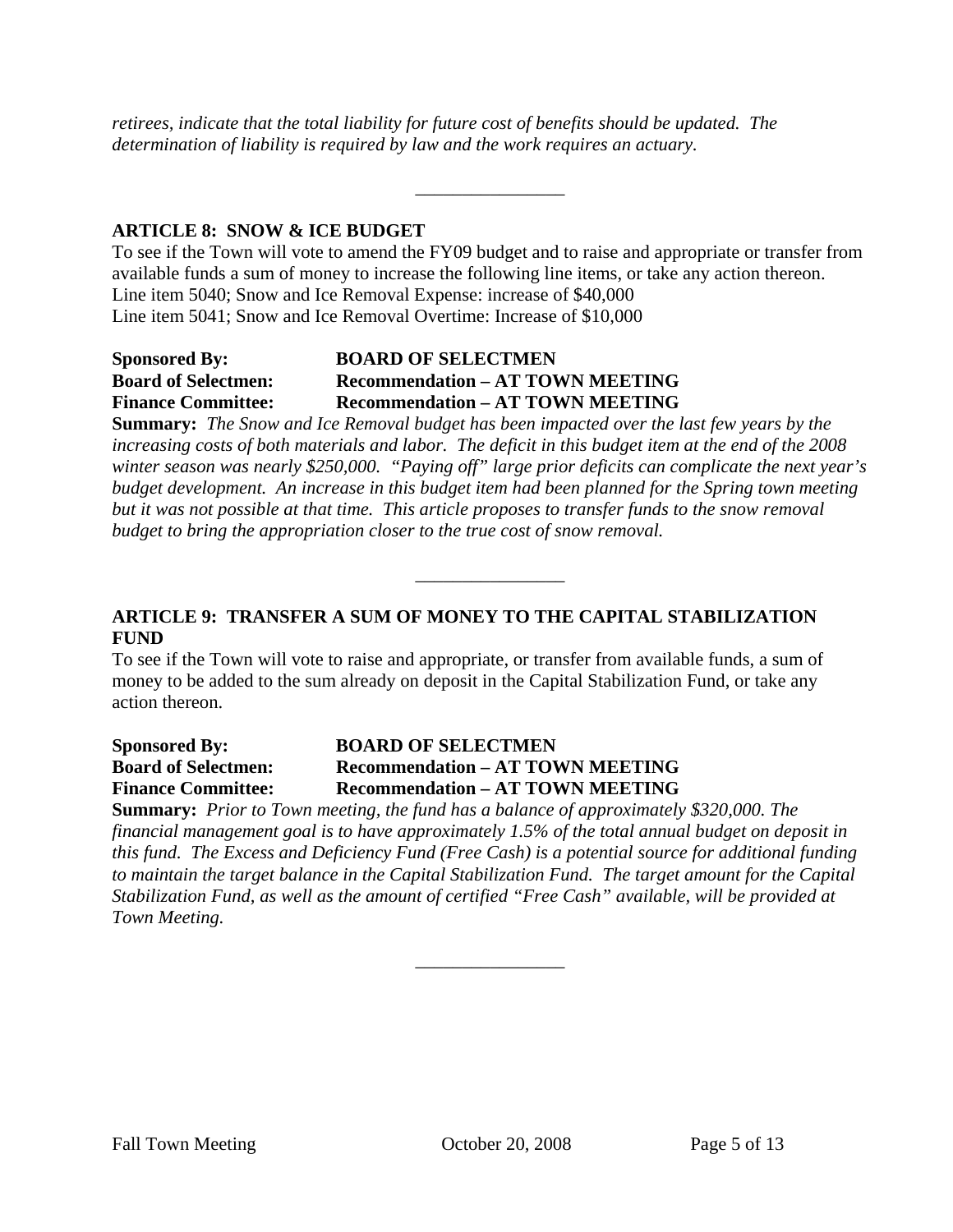*retirees, indicate that the total liability for future cost of benefits should be updated. The determination of liability is required by law and the work requires an actuary.*

---

**ARTICLE 8: SNOW & ICE BUDGET**

To see if the Town will vote to amend the FY09 budget and to raise and appropriate or transfer from available funds a sum of money to increase the following line items, or take any action thereon.
Line item 5040; Snow and Ice Removal Expense: increase of $40,000
Line item 5041; Snow and Ice Removal Overtime: Increase of $10,000

**Sponsored By:** **BOARD OF SELECTMEN**
**Board of Selectmen:** **Recommendation – AT TOWN MEETING**
**Finance Committee:** **Recommendation – AT TOWN MEETING**

**Summary:** *The Snow and Ice Removal budget has been impacted over the last few years by the increasing costs of both materials and labor. The deficit in this budget item at the end of the 2008 winter season was nearly $250,000. "Paying off" large prior deficits can complicate the next year's budget development. An increase in this budget item had been planned for the Spring town meeting but it was not possible at that time. This article proposes to transfer funds to the snow removal budget to bring the appropriation closer to the true cost of snow removal.*

---

**ARTICLE 9: TRANSFER A SUM OF MONEY TO THE CAPITAL STABILIZATION FUND**

To see if the Town will vote to raise and appropriate, or transfer from available funds, a sum of money to be added to the sum already on deposit in the Capital Stabilization Fund, or take any action thereon.

**Sponsored By:** **BOARD OF SELECTMEN**
**Board of Selectmen:** **Recommendation – AT TOWN MEETING**
**Finance Committee:** **Recommendation – AT TOWN MEETING**

**Summary:** *Prior to Town meeting, the fund has a balance of approximately $320,000. The financial management goal is to have approximately 1.5% of the total annual budget on deposit in this fund. The Excess and Deficiency Fund (Free Cash) is a potential source for additional funding to maintain the target balance in the Capital Stabilization Fund. The target amount for the Capital Stabilization Fund, as well as the amount of certified "Free Cash" available, will be provided at Town Meeting.*

---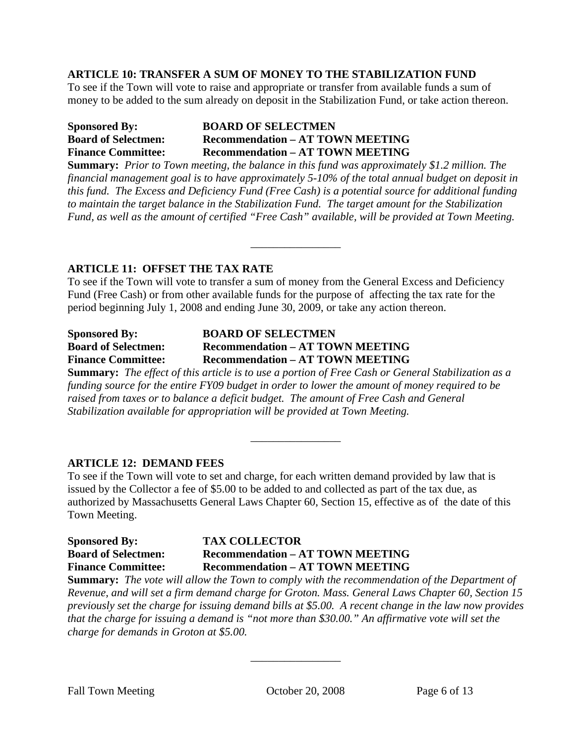### ARTICLE 10: TRANSFER A SUM OF MONEY TO THE STABILIZATION FUND

To see if the Town will vote to raise and appropriate or transfer from available funds a sum of money to be added to the sum already on deposit in the Stabilization Fund, or take action thereon.

**Sponsored By:** **BOARD OF SELECTMEN**
**Board of Selectmen:** **Recommendation – AT TOWN MEETING**
**Finance Committee:** **Recommendation – AT TOWN MEETING**

**Summary:** *Prior to Town meeting, the balance in this fund was approximately $1.2 million. The financial management goal is to have approximately 5-10% of the total annual budget on deposit in this fund. The Excess and Deficiency Fund (Free Cash) is a potential source for additional funding to maintain the target balance in the Stabilization Fund. The target amount for the Stabilization Fund, as well as the amount of certified "Free Cash" available, will be provided at Town Meeting.*

---

### ARTICLE 11: OFFSET THE TAX RATE

To see if the Town will vote to transfer a sum of money from the General Excess and Deficiency Fund (Free Cash) or from other available funds for the purpose of affecting the tax rate for the period beginning July 1, 2008 and ending June 30, 2009, or take any action thereon.

**Sponsored By:** **BOARD OF SELECTMEN**
**Board of Selectmen:** **Recommendation – AT TOWN MEETING**
**Finance Committee:** **Recommendation – AT TOWN MEETING**

**Summary:** *The effect of this article is to use a portion of Free Cash or General Stabilization as a funding source for the entire FY09 budget in order to lower the amount of money required to be raised from taxes or to balance a deficit budget. The amount of Free Cash and General Stabilization available for appropriation will be provided at Town Meeting.*

---

### ARTICLE 12: DEMAND FEES

To see if the Town will vote to set and charge, for each written demand provided by law that is issued by the Collector a fee of $5.00 to be added to and collected as part of the tax due, as authorized by Massachusetts General Laws Chapter 60, Section 15, effective as of the date of this Town Meeting.

**Sponsored By:** **TAX COLLECTOR**
**Board of Selectmen:** **Recommendation – AT TOWN MEETING**
**Finance Committee:** **Recommendation – AT TOWN MEETING**

**Summary:** *The vote will allow the Town to comply with the recommendation of the Department of Revenue, and will set a firm demand charge for Groton. Mass. General Laws Chapter 60, Section 15 previously set the charge for issuing demand bills at $5.00. A recent change in the law now provides that the charge for issuing a demand is "not more than $30.00." An affirmative vote will set the charge for demands in Groton at $5.00.*

---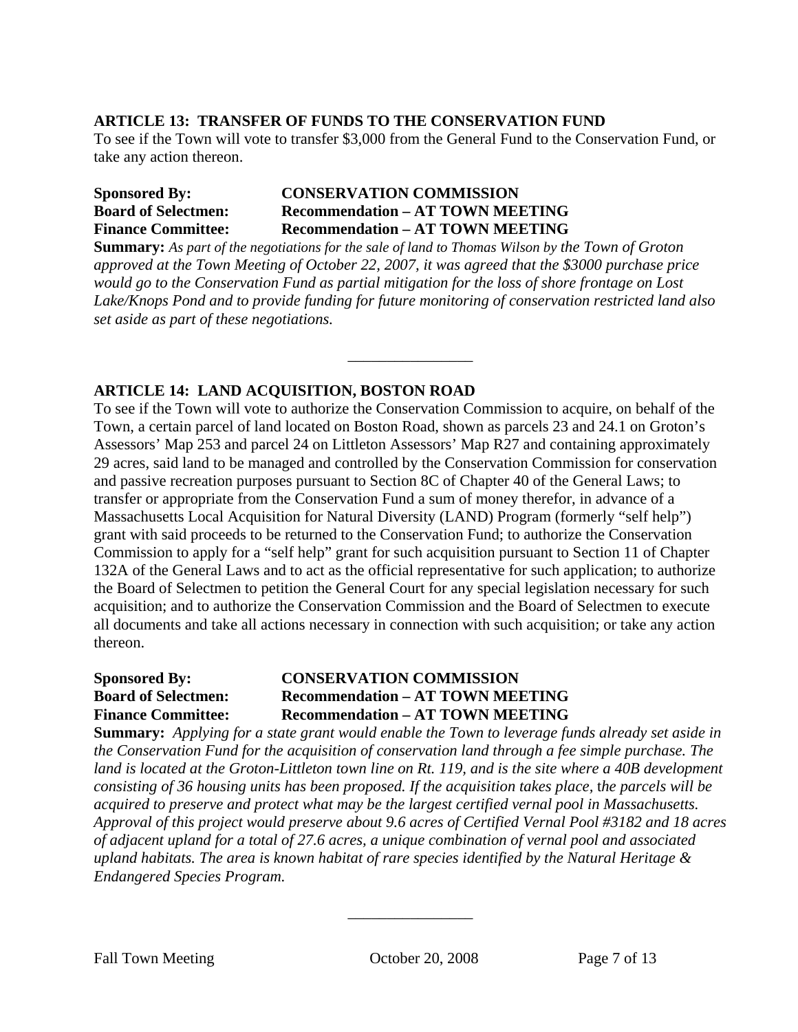### ARTICLE 13: TRANSFER OF FUNDS TO THE CONSERVATION FUND

To see if the Town will vote to transfer $3,000 from the General Fund to the Conservation Fund, or take any action thereon.

**Sponsored By:** **CONSERVATION COMMISSION**
**Board of Selectmen:** **Recommendation – AT TOWN MEETING**
**Finance Committee:** **Recommendation – AT TOWN MEETING**

**Summary:** *As part of the negotiations for the sale of land to Thomas Wilson by the Town of Groton approved at the Town Meeting of October 22, 2007, it was agreed that the $3000 purchase price would go to the Conservation Fund as partial mitigation for the loss of shore frontage on Lost Lake/Knops Pond and to provide funding for future monitoring of conservation restricted land also set aside as part of these negotiations.*

---

### ARTICLE 14: LAND ACQUISITION, BOSTON ROAD

To see if the Town will vote to authorize the Conservation Commission to acquire, on behalf of the Town, a certain parcel of land located on Boston Road, shown as parcels 23 and 24.1 on Groton's Assessors' Map 253 and parcel 24 on Littleton Assessors' Map R27 and containing approximately 29 acres, said land to be managed and controlled by the Conservation Commission for conservation and passive recreation purposes pursuant to Section 8C of Chapter 40 of the General Laws; to transfer or appropriate from the Conservation Fund a sum of money therefor, in advance of a Massachusetts Local Acquisition for Natural Diversity (LAND) Program (formerly "self help") grant with said proceeds to be returned to the Conservation Fund; to authorize the Conservation Commission to apply for a "self help" grant for such acquisition pursuant to Section 11 of Chapter 132A of the General Laws and to act as the official representative for such application; to authorize the Board of Selectmen to petition the General Court for any special legislation necessary for such acquisition; and to authorize the Conservation Commission and the Board of Selectmen to execute all documents and take all actions necessary in connection with such acquisition; or take any action thereon.

**Sponsored By:** **CONSERVATION COMMISSION**
**Board of Selectmen:** **Recommendation – AT TOWN MEETING**
**Finance Committee:** **Recommendation – AT TOWN MEETING**

**Summary:** *Applying for a state grant would enable the Town to leverage funds already set aside in the Conservation Fund for the acquisition of conservation land through a fee simple purchase. The land is located at the Groton-Littleton town line on Rt. 119, and is the site where a 40B development consisting of 36 housing units has been proposed. If the acquisition takes place, the parcels will be acquired to preserve and protect what may be the largest certified vernal pool in Massachusetts. Approval of this project would preserve about 9.6 acres of Certified Vernal Pool #3182 and 18 acres of adjacent upland for a total of 27.6 acres, a unique combination of vernal pool and associated upland habitats. The area is known habitat of rare species identified by the Natural Heritage & Endangered Species Program.*

---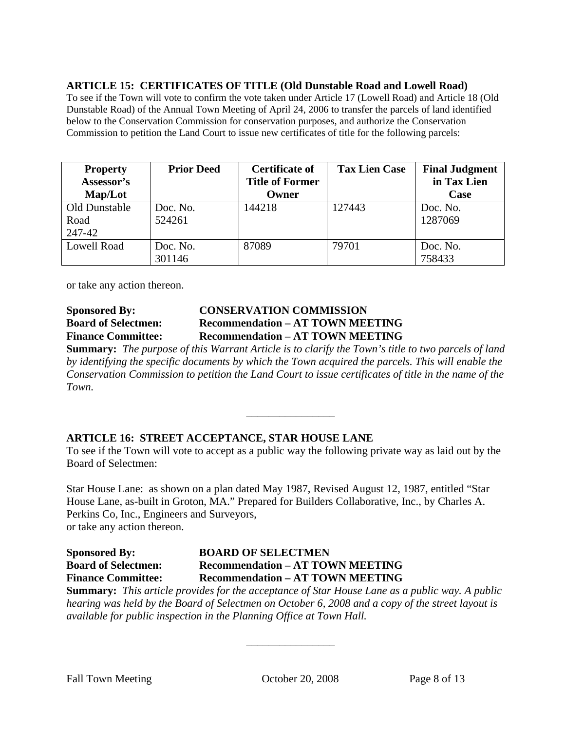## ARTICLE 15: CERTIFICATES OF TITLE (Old Dunstable Road and Lowell Road)

To see if the Town will vote to confirm the vote taken under Article 17 (Lowell Road) and Article 18 (Old Dunstable Road) of the Annual Town Meeting of April 24, 2006 to transfer the parcels of land identified below to the Conservation Commission for conservation purposes, and authorize the Conservation Commission to petition the Land Court to issue new certificates of title for the following parcels:

| Property Assessor's Map/Lot | Prior Deed | Certificate of Title of Former Owner | Tax Lien Case | Final Judgment in Tax Lien Case |
|---|---|---|---|---|
| Old Dunstable Road 247-42 | Doc. No. 524261 | 144218 | 127443 | Doc. No. 1287069 |
| Lowell Road | Doc. No. 301146 | 87089 | 79701 | Doc. No. 758433 |

or take any action thereon.

**Sponsored By:** **CONSERVATION COMMISSION**
**Board of Selectmen:** **Recommendation – AT TOWN MEETING**
**Finance Committee:** **Recommendation – AT TOWN MEETING**

**Summary:** *The purpose of this Warrant Article is to clarify the Town's title to two parcels of land by identifying the specific documents by which the Town acquired the parcels. This will enable the Conservation Commission to petition the Land Court to issue certificates of title in the name of the Town.*

---

## ARTICLE 16: STREET ACCEPTANCE, STAR HOUSE LANE

To see if the Town will vote to accept as a public way the following private way as laid out by the Board of Selectmen:

Star House Lane: as shown on a plan dated May 1987, Revised August 12, 1987, entitled "Star House Lane, as-built in Groton, MA." Prepared for Builders Collaborative, Inc., by Charles A. Perkins Co, Inc., Engineers and Surveyors,
or take any action thereon.

**Sponsored By:** **BOARD OF SELECTMEN**
**Board of Selectmen:** **Recommendation – AT TOWN MEETING**
**Finance Committee:** **Recommendation – AT TOWN MEETING**

**Summary:** *This article provides for the acceptance of Star House Lane as a public way. A public hearing was held by the Board of Selectmen on October 6, 2008 and a copy of the street layout is available for public inspection in the Planning Office at Town Hall.*

---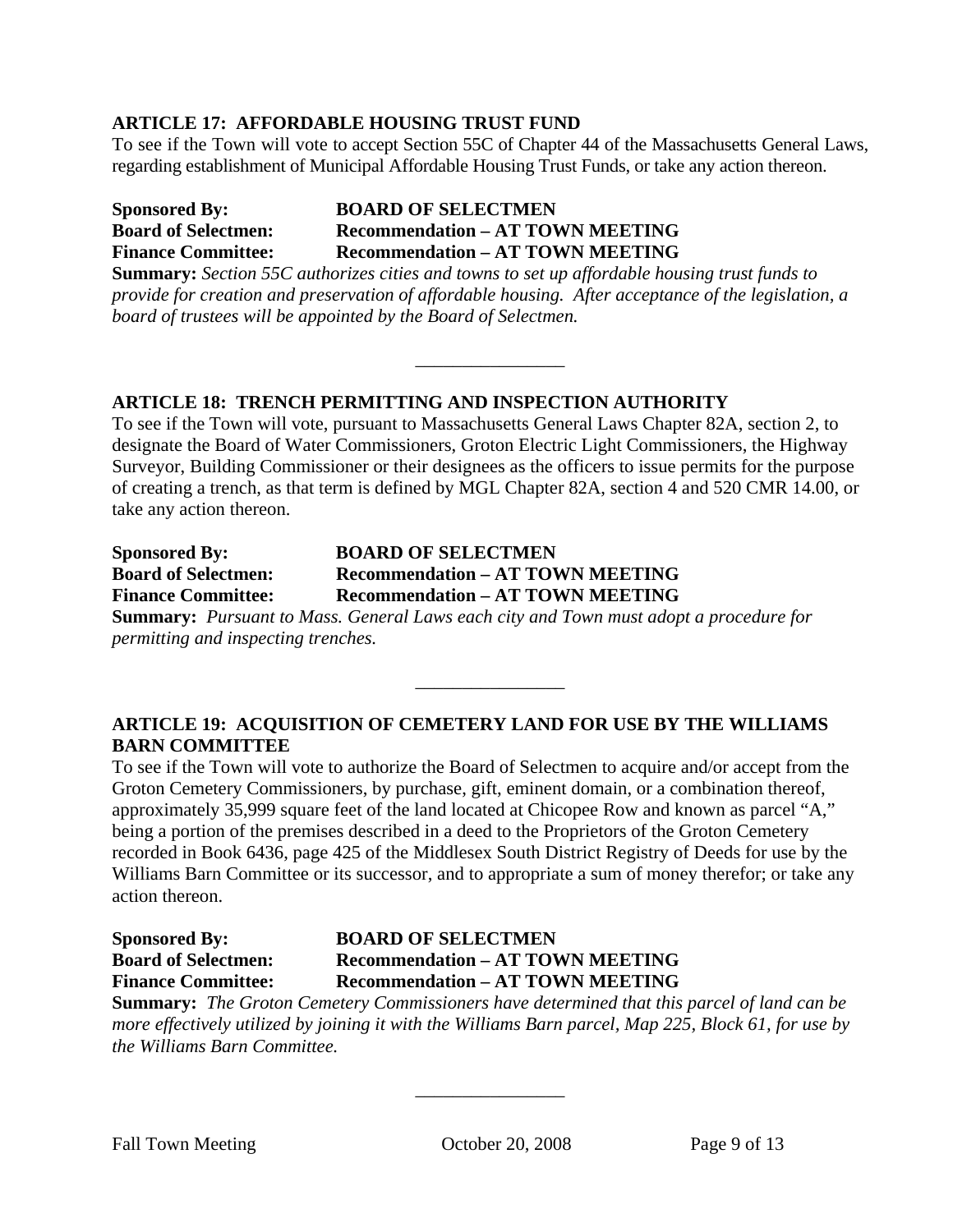### ARTICLE 17: AFFORDABLE HOUSING TRUST FUND

To see if the Town will vote to accept Section 55C of Chapter 44 of the Massachusetts General Laws, regarding establishment of Municipal Affordable Housing Trust Funds, or take any action thereon.

**Sponsored By:** **BOARD OF SELECTMEN**
**Board of Selectmen:** **Recommendation – AT TOWN MEETING**
**Finance Committee:** **Recommendation – AT TOWN MEETING**

**Summary:** *Section 55C authorizes cities and towns to set up affordable housing trust funds to provide for creation and preservation of affordable housing. After acceptance of the legislation, a board of trustees will be appointed by the Board of Selectmen.*

---

### ARTICLE 18: TRENCH PERMITTING AND INSPECTION AUTHORITY

To see if the Town will vote, pursuant to Massachusetts General Laws Chapter 82A, section 2, to designate the Board of Water Commissioners, Groton Electric Light Commissioners, the Highway Surveyor, Building Commissioner or their designees as the officers to issue permits for the purpose of creating a trench, as that term is defined by MGL Chapter 82A, section 4 and 520 CMR 14.00, or take any action thereon.

**Sponsored By:** **BOARD OF SELECTMEN**
**Board of Selectmen:** **Recommendation – AT TOWN MEETING**
**Finance Committee:** **Recommendation – AT TOWN MEETING**

**Summary:** *Pursuant to Mass. General Laws each city and Town must adopt a procedure for permitting and inspecting trenches.*

---

### ARTICLE 19: ACQUISITION OF CEMETERY LAND FOR USE BY THE WILLIAMS BARN COMMITTEE

To see if the Town will vote to authorize the Board of Selectmen to acquire and/or accept from the Groton Cemetery Commissioners, by purchase, gift, eminent domain, or a combination thereof, approximately 35,999 square feet of the land located at Chicopee Row and known as parcel "A," being a portion of the premises described in a deed to the Proprietors of the Groton Cemetery recorded in Book 6436, page 425 of the Middlesex South District Registry of Deeds for use by the Williams Barn Committee or its successor, and to appropriate a sum of money therefor; or take any action thereon.

**Sponsored By:** **BOARD OF SELECTMEN**
**Board of Selectmen:** **Recommendation – AT TOWN MEETING**
**Finance Committee:** **Recommendation – AT TOWN MEETING**

**Summary:** *The Groton Cemetery Commissioners have determined that this parcel of land can be more effectively utilized by joining it with the Williams Barn parcel, Map 225, Block 61, for use by the Williams Barn Committee.*

---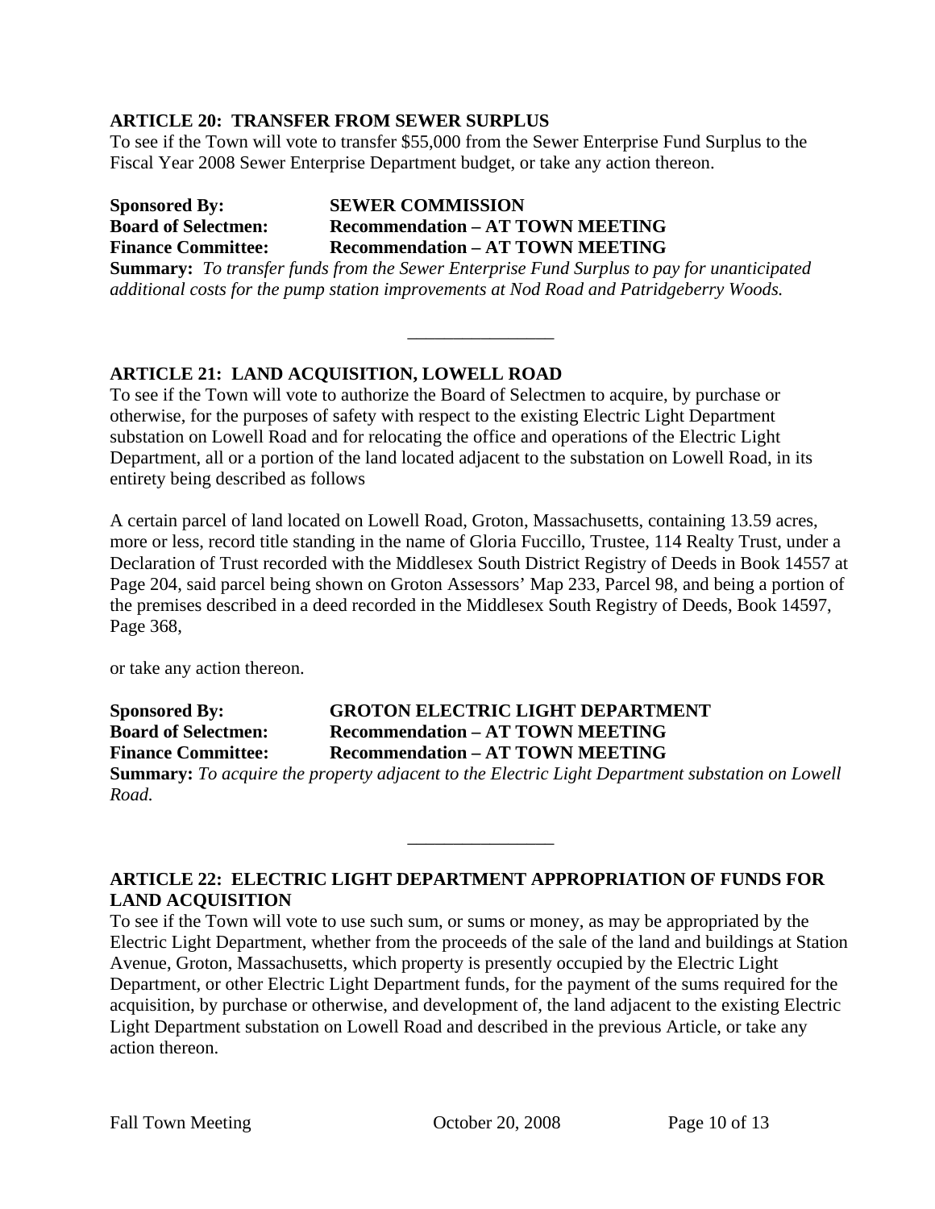### ARTICLE 20: TRANSFER FROM SEWER SURPLUS

To see if the Town will vote to transfer $55,000 from the Sewer Enterprise Fund Surplus to the Fiscal Year 2008 Sewer Enterprise Department budget, or take any action thereon.

**Sponsored By:** **SEWER COMMISSION**
**Board of Selectmen:** **Recommendation – AT TOWN MEETING**
**Finance Committee:** **Recommendation – AT TOWN MEETING**

**Summary:** *To transfer funds from the Sewer Enterprise Fund Surplus to pay for unanticipated additional costs for the pump station improvements at Nod Road and Patridgeberry Woods.*

---

### ARTICLE 21: LAND ACQUISITION, LOWELL ROAD

To see if the Town will vote to authorize the Board of Selectmen to acquire, by purchase or otherwise, for the purposes of safety with respect to the existing Electric Light Department substation on Lowell Road and for relocating the office and operations of the Electric Light Department, all or a portion of the land located adjacent to the substation on Lowell Road, in its entirety being described as follows

A certain parcel of land located on Lowell Road, Groton, Massachusetts, containing 13.59 acres, more or less, record title standing in the name of Gloria Fuccillo, Trustee, 114 Realty Trust, under a Declaration of Trust recorded with the Middlesex South District Registry of Deeds in Book 14557 at Page 204, said parcel being shown on Groton Assessors' Map 233, Parcel 98, and being a portion of the premises described in a deed recorded in the Middlesex South Registry of Deeds, Book 14597, Page 368,

or take any action thereon.

**Sponsored By:** **GROTON ELECTRIC LIGHT DEPARTMENT**
**Board of Selectmen:** **Recommendation – AT TOWN MEETING**
**Finance Committee:** **Recommendation – AT TOWN MEETING**

**Summary:** *To acquire the property adjacent to the Electric Light Department substation on Lowell Road.*

---

### ARTICLE 22: ELECTRIC LIGHT DEPARTMENT APPROPRIATION OF FUNDS FOR LAND ACQUISITION

To see if the Town will vote to use such sum, or sums or money, as may be appropriated by the Electric Light Department, whether from the proceeds of the sale of the land and buildings at Station Avenue, Groton, Massachusetts, which property is presently occupied by the Electric Light Department, or other Electric Light Department funds, for the payment of the sums required for the acquisition, by purchase or otherwise, and development of, the land adjacent to the existing Electric Light Department substation on Lowell Road and described in the previous Article, or take any action thereon.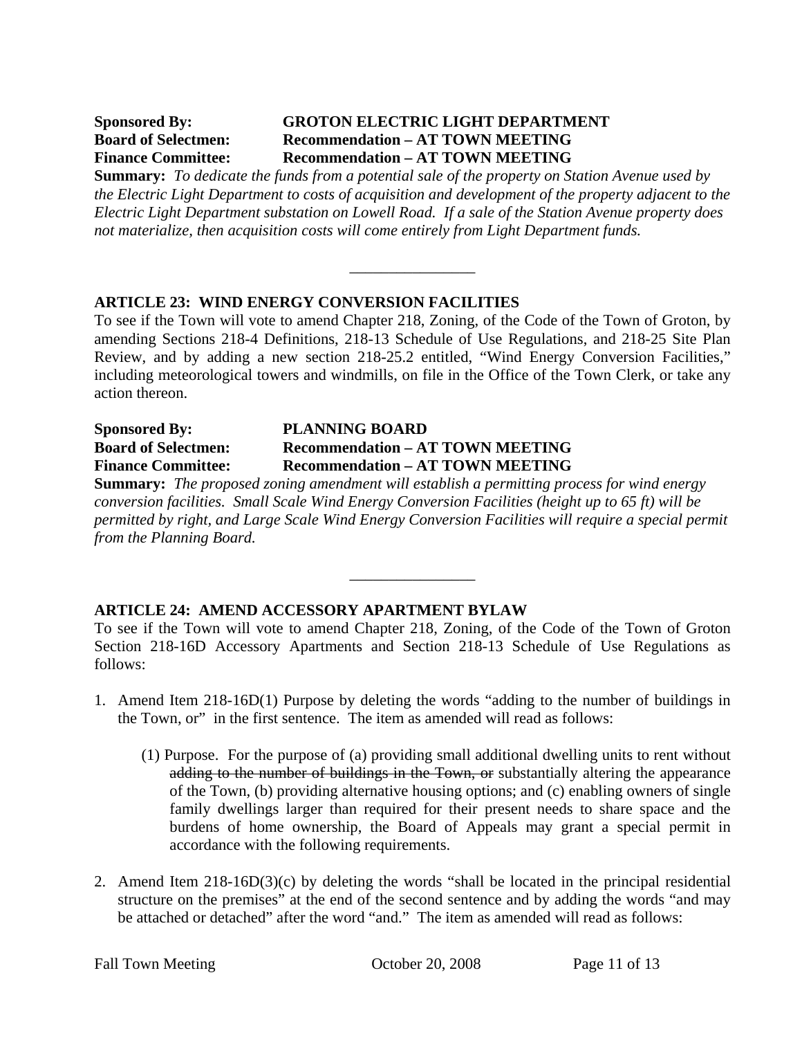**Sponsored By:** **GROTON ELECTRIC LIGHT DEPARTMENT**
**Board of Selectmen:** **Recommendation – AT TOWN MEETING**
**Finance Committee:** **Recommendation – AT TOWN MEETING**

**Summary:** *To dedicate the funds from a potential sale of the property on Station Avenue used by the Electric Light Department to costs of acquisition and development of the property adjacent to the Electric Light Department substation on Lowell Road. If a sale of the Station Avenue property does not materialize, then acquisition costs will come entirely from Light Department funds.*

---

### ARTICLE 23: WIND ENERGY CONVERSION FACILITIES

To see if the Town will vote to amend Chapter 218, Zoning, of the Code of the Town of Groton, by amending Sections 218-4 Definitions, 218-13 Schedule of Use Regulations, and 218-25 Site Plan Review, and by adding a new section 218-25.2 entitled, "Wind Energy Conversion Facilities," including meteorological towers and windmills, on file in the Office of the Town Clerk, or take any action thereon.

**Sponsored By:** **PLANNING BOARD**
**Board of Selectmen:** **Recommendation – AT TOWN MEETING**
**Finance Committee:** **Recommendation – AT TOWN MEETING**

**Summary:** *The proposed zoning amendment will establish a permitting process for wind energy conversion facilities. Small Scale Wind Energy Conversion Facilities (height up to 65 ft) will be permitted by right, and Large Scale Wind Energy Conversion Facilities will require a special permit from the Planning Board.*

---

### ARTICLE 24: AMEND ACCESSORY APARTMENT BYLAW

To see if the Town will vote to amend Chapter 218, Zoning, of the Code of the Town of Groton Section 218-16D Accessory Apartments and Section 218-13 Schedule of Use Regulations as follows:

1. Amend Item 218-16D(1) Purpose by deleting the words "adding to the number of buildings in the Town, or" in the first sentence. The item as amended will read as follows:

   (1) Purpose. For the purpose of (a) providing small additional dwelling units to rent without ~~adding to the number of buildings in the Town, or~~ substantially altering the appearance of the Town, (b) providing alternative housing options; and (c) enabling owners of single family dwellings larger than required for their present needs to share space and the burdens of home ownership, the Board of Appeals may grant a special permit in accordance with the following requirements.

2. Amend Item 218-16D(3)(c) by deleting the words "shall be located in the principal residential structure on the premises" at the end of the second sentence and by adding the words "and may be attached or detached" after the word "and." The item as amended will read as follows: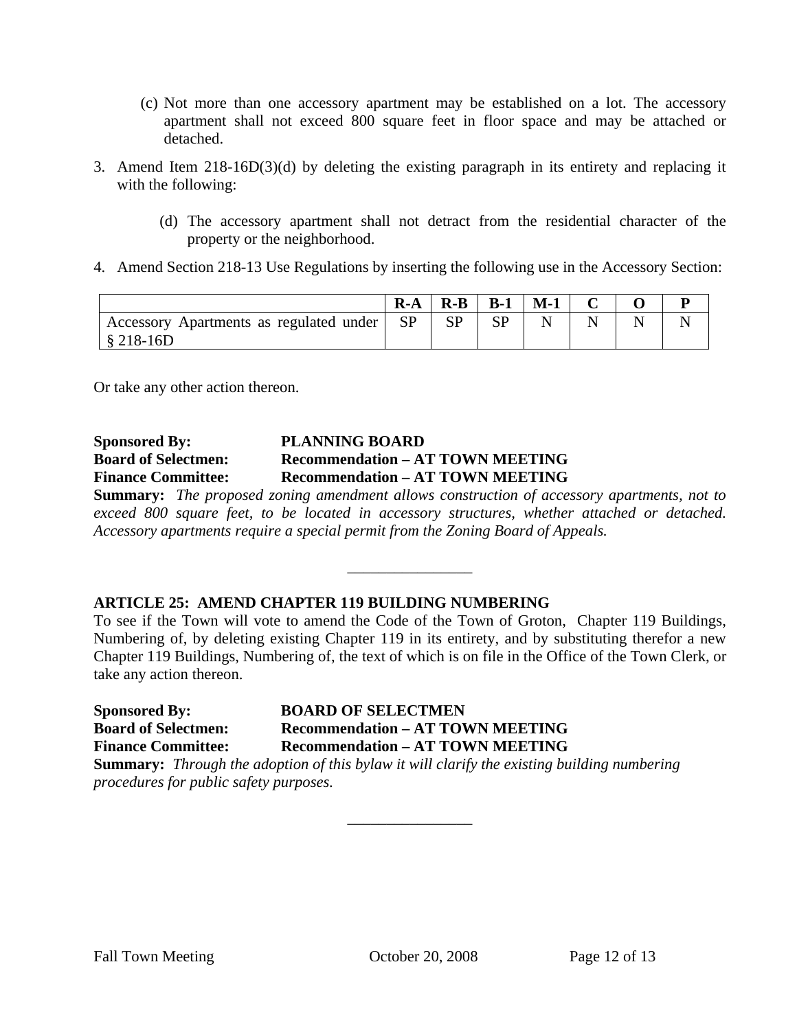(c) Not more than one accessory apartment may be established on a lot. The accessory apartment shall not exceed 800 square feet in floor space and may be attached or detached.

3. Amend Item 218-16D(3)(d) by deleting the existing paragraph in its entirety and replacing it with the following:

   (d) The accessory apartment shall not detract from the residential character of the property or the neighborhood.

4. Amend Section 218-13 Use Regulations by inserting the following use in the Accessory Section:

| | R-A | R-B | B-1 | M-1 | C | O | P |
|---|---|---|---|---|---|---|---|
| Accessory Apartments as regulated under § 218-16D | SP | SP | SP | N | N | N | N |

Or take any other action thereon.

**Sponsored By:** **PLANNING BOARD**
**Board of Selectmen:** **Recommendation – AT TOWN MEETING**
**Finance Committee:** **Recommendation – AT TOWN MEETING**
**Summary:** *The proposed zoning amendment allows construction of accessory apartments, not to exceed 800 square feet, to be located in accessory structures, whether attached or detached. Accessory apartments require a special permit from the Zoning Board of Appeals.*

---

**ARTICLE 25: AMEND CHAPTER 119 BUILDING NUMBERING**

To see if the Town will vote to amend the Code of the Town of Groton, Chapter 119 Buildings, Numbering of, by deleting existing Chapter 119 in its entirety, and by substituting therefor a new Chapter 119 Buildings, Numbering of, the text of which is on file in the Office of the Town Clerk, or take any action thereon.

**Sponsored By:** **BOARD OF SELECTMEN**
**Board of Selectmen:** **Recommendation – AT TOWN MEETING**
**Finance Committee:** **Recommendation – AT TOWN MEETING**
**Summary:** *Through the adoption of this bylaw it will clarify the existing building numbering procedures for public safety purposes.*

---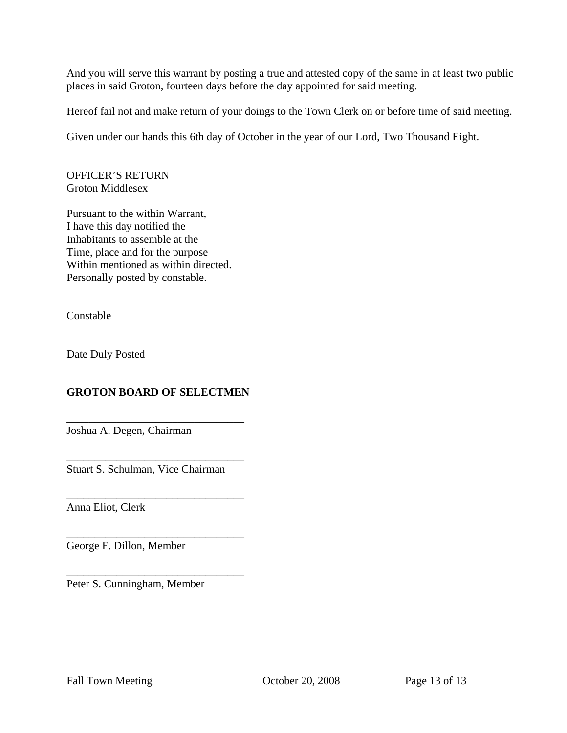And you will serve this warrant by posting a true and attested copy of the same in at least two public places in said Groton, fourteen days before the day appointed for said meeting.

Hereof fail not and make return of your doings to the Town Clerk on or before time of said meeting.

Given under our hands this 6th day of October in the year of our Lord, Two Thousand Eight.

OFFICER'S RETURN
Groton Middlesex

Pursuant to the within Warrant,
I have this day notified the
Inhabitants to assemble at the
Time, place and for the purpose
Within mentioned as within directed.
Personally posted by constable.

Constable

Date Duly Posted

**GROTON BOARD OF SELECTMEN**

________________________________
Joshua A. Degen, Chairman

________________________________
Stuart S. Schulman, Vice Chairman

________________________________
Anna Eliot, Clerk

________________________________
George F. Dillon, Member

________________________________
Peter S. Cunningham, Member